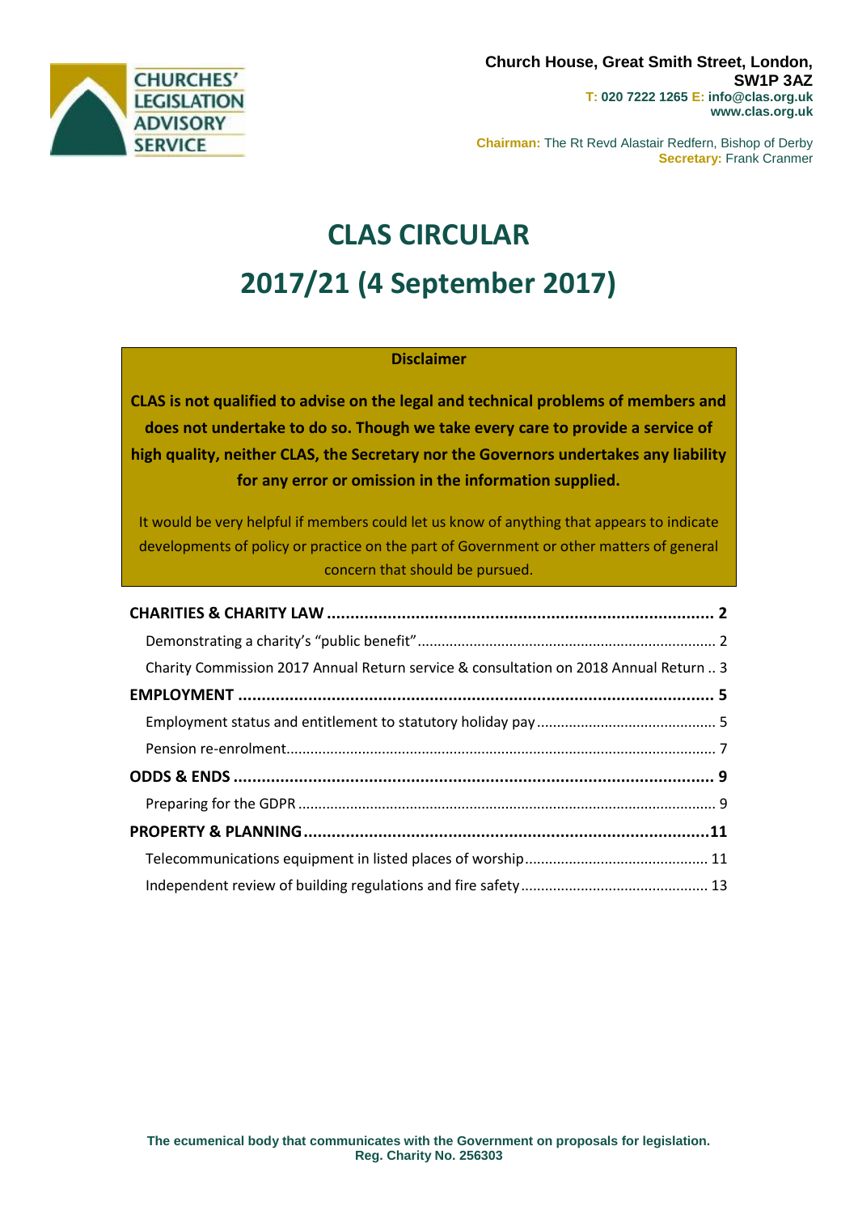CHURCHES' LEGISLATION ADVISORY SERVICE

**Church House, Great Smith Street, London, SW1P 3AZ**
**T: 020 7222 1265 E: info@clas.org.uk**
**www.clas.org.uk**

**Chairman:** The Rt Revd Alastair Redfern, Bishop of Derby
**Secretary:** Frank Cranmer

# CLAS CIRCULAR

# 2017/21 (4 September 2017)

**Disclaimer**

**CLAS is not qualified to advise on the legal and technical problems of members and does not undertake to do so. Though we take every care to provide a service of high quality, neither CLAS, the Secretary nor the Governors undertakes any liability for any error or omission in the information supplied.**

It would be very helpful if members could let us know of anything that appears to indicate developments of policy or practice on the part of Government or other matters of general concern that should be pursued.

**CHARITIES & CHARITY LAW** ..... **2**
- Demonstrating a charity's "public benefit" ..... 2
- Charity Commission 2017 Annual Return service & consultation on 2018 Annual Return ..... 3

**EMPLOYMENT** ..... **5**
- Employment status and entitlement to statutory holiday pay ..... 5
- Pension re-enrolment ..... 7

**ODDS & ENDS** ..... **9**
- Preparing for the GDPR ..... 9

**PROPERTY & PLANNING** ..... **11**
- Telecommunications equipment in listed places of worship ..... 11
- Independent review of building regulations and fire safety ..... 13

**The ecumenical body that communicates with the Government on proposals for legislation.**
**Reg. Charity No. 256303**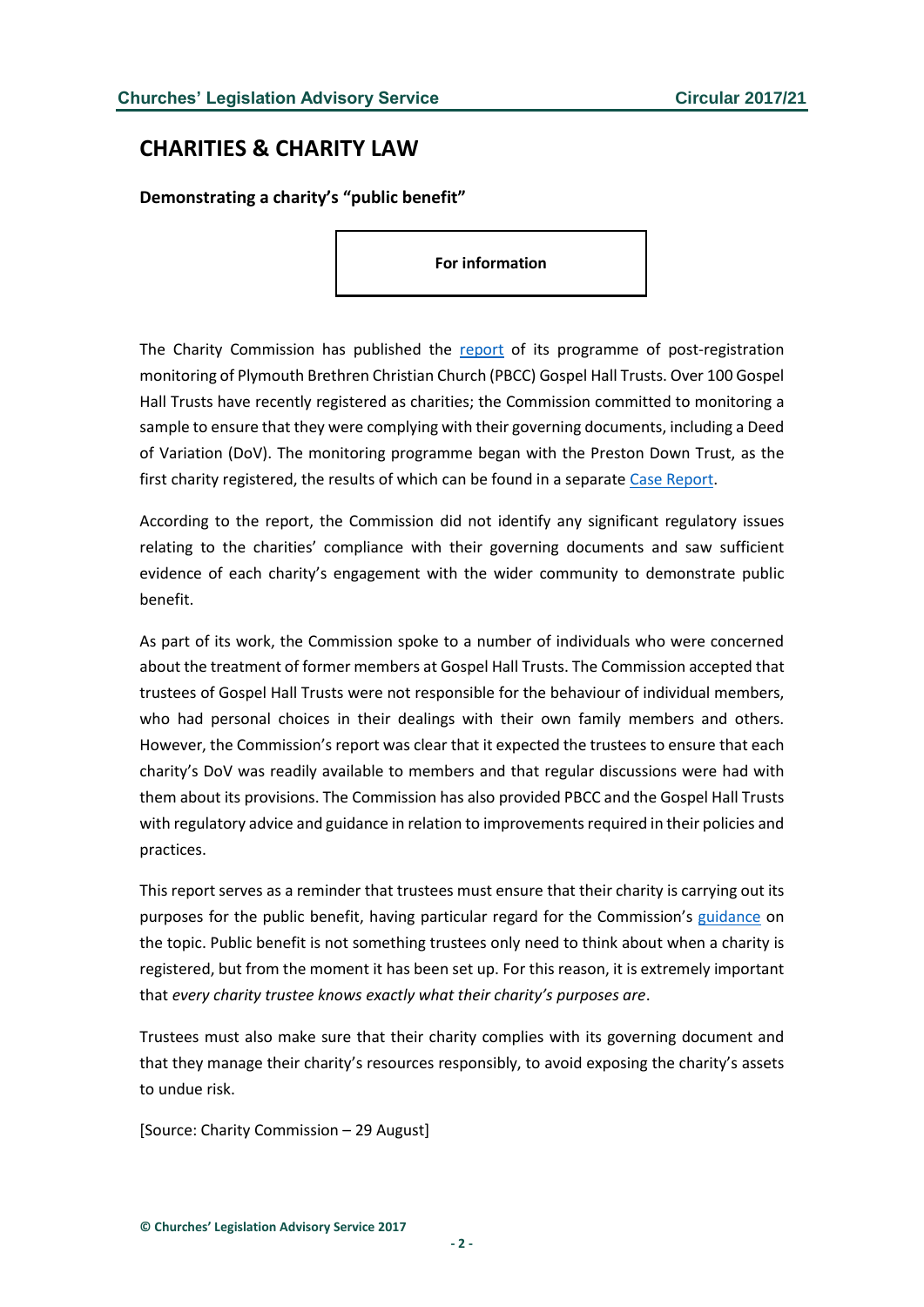# CHARITIES & CHARITY LAW

### Demonstrating a charity's "public benefit"

**For information**

The Charity Commission has published the report of its programme of post-registration monitoring of Plymouth Brethren Christian Church (PBCC) Gospel Hall Trusts. Over 100 Gospel Hall Trusts have recently registered as charities; the Commission committed to monitoring a sample to ensure that they were complying with their governing documents, including a Deed of Variation (DoV). The monitoring programme began with the Preston Down Trust, as the first charity registered, the results of which can be found in a separate Case Report.

According to the report, the Commission did not identify any significant regulatory issues relating to the charities' compliance with their governing documents and saw sufficient evidence of each charity's engagement with the wider community to demonstrate public benefit.

As part of its work, the Commission spoke to a number of individuals who were concerned about the treatment of former members at Gospel Hall Trusts. The Commission accepted that trustees of Gospel Hall Trusts were not responsible for the behaviour of individual members, who had personal choices in their dealings with their own family members and others. However, the Commission's report was clear that it expected the trustees to ensure that each charity's DoV was readily available to members and that regular discussions were had with them about its provisions. The Commission has also provided PBCC and the Gospel Hall Trusts with regulatory advice and guidance in relation to improvements required in their policies and practices.

This report serves as a reminder that trustees must ensure that their charity is carrying out its purposes for the public benefit, having particular regard for the Commission's guidance on the topic. Public benefit is not something trustees only need to think about when a charity is registered, but from the moment it has been set up. For this reason, it is extremely important that *every charity trustee knows exactly what their charity's purposes are*.

Trustees must also make sure that their charity complies with its governing document and that they manage their charity's resources responsibly, to avoid exposing the charity's assets to undue risk.

[Source: Charity Commission – 29 August]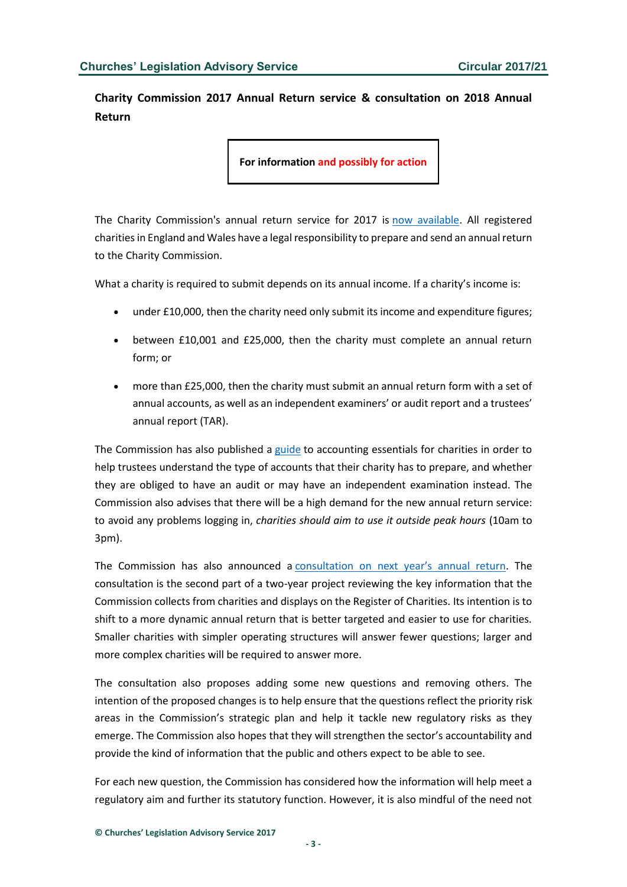## Charity Commission 2017 Annual Return service & consultation on 2018 Annual Return

**For information and possibly for action**

The Charity Commission's annual return service for 2017 is now available. All registered charities in England and Wales have a legal responsibility to prepare and send an annual return to the Charity Commission.

What a charity is required to submit depends on its annual income. If a charity's income is:

- under £10,000, then the charity need only submit its income and expenditure figures;
- between £10,001 and £25,000, then the charity must complete an annual return form; or
- more than £25,000, then the charity must submit an annual return form with a set of annual accounts, as well as an independent examiners' or audit report and a trustees' annual report (TAR).

The Commission has also published a guide to accounting essentials for charities in order to help trustees understand the type of accounts that their charity has to prepare, and whether they are obliged to have an audit or may have an independent examination instead. The Commission also advises that there will be a high demand for the new annual return service: to avoid any problems logging in, *charities should aim to use it outside peak hours* (10am to 3pm).

The Commission has also announced a consultation on next year's annual return. The consultation is the second part of a two-year project reviewing the key information that the Commission collects from charities and displays on the Register of Charities. Its intention is to shift to a more dynamic annual return that is better targeted and easier to use for charities. Smaller charities with simpler operating structures will answer fewer questions; larger and more complex charities will be required to answer more.

The consultation also proposes adding some new questions and removing others. The intention of the proposed changes is to help ensure that the questions reflect the priority risk areas in the Commission's strategic plan and help it tackle new regulatory risks as they emerge. The Commission also hopes that they will strengthen the sector's accountability and provide the kind of information that the public and others expect to be able to see.

For each new question, the Commission has considered how the information will help meet a regulatory aim and further its statutory function. However, it is also mindful of the need not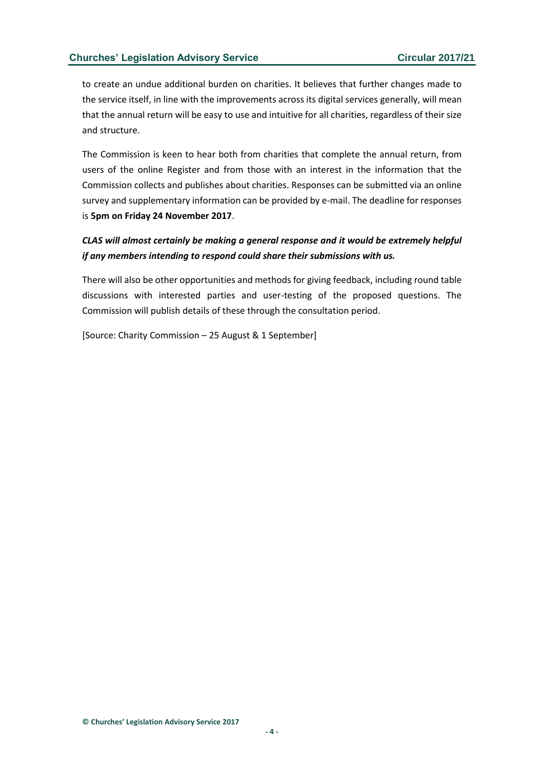to create an undue additional burden on charities. It believes that further changes made to the service itself, in line with the improvements across its digital services generally, will mean that the annual return will be easy to use and intuitive for all charities, regardless of their size and structure.

The Commission is keen to hear both from charities that complete the annual return, from users of the online Register and from those with an interest in the information that the Commission collects and publishes about charities. Responses can be submitted via an online survey and supplementary information can be provided by e-mail. The deadline for responses is **5pm on Friday 24 November 2017**.

***CLAS will almost certainly be making a general response and it would be extremely helpful if any members intending to respond could share their submissions with us.***

There will also be other opportunities and methods for giving feedback, including round table discussions with interested parties and user-testing of the proposed questions. The Commission will publish details of these through the consultation period.

[Source: Charity Commission – 25 August & 1 September]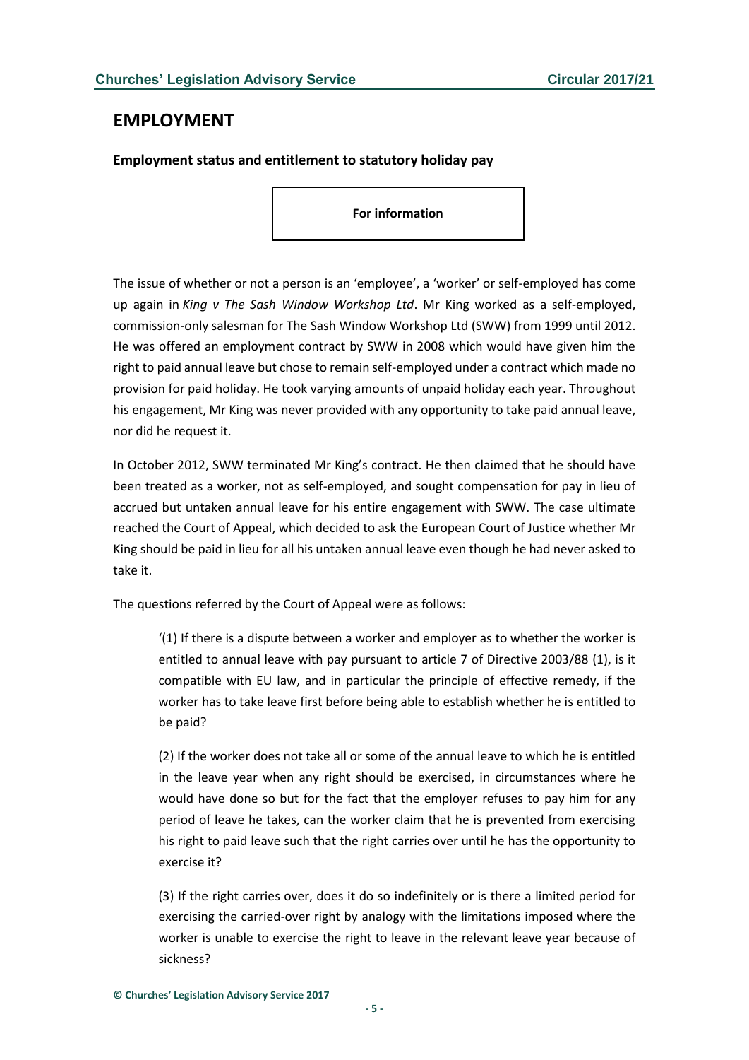# EMPLOYMENT

### Employment status and entitlement to statutory holiday pay

**For information**

The issue of whether or not a person is an 'employee', a 'worker' or self-employed has come up again in *King v The Sash Window Workshop Ltd*. Mr King worked as a self-employed, commission-only salesman for The Sash Window Workshop Ltd (SWW) from 1999 until 2012. He was offered an employment contract by SWW in 2008 which would have given him the right to paid annual leave but chose to remain self-employed under a contract which made no provision for paid holiday. He took varying amounts of unpaid holiday each year. Throughout his engagement, Mr King was never provided with any opportunity to take paid annual leave, nor did he request it.

In October 2012, SWW terminated Mr King's contract. He then claimed that he should have been treated as a worker, not as self-employed, and sought compensation for pay in lieu of accrued but untaken annual leave for his entire engagement with SWW. The case ultimate reached the Court of Appeal, which decided to ask the European Court of Justice whether Mr King should be paid in lieu for all his untaken annual leave even though he had never asked to take it.

The questions referred by the Court of Appeal were as follows:

> '(1) If there is a dispute between a worker and employer as to whether the worker is entitled to annual leave with pay pursuant to article 7 of Directive 2003/88 (1), is it compatible with EU law, and in particular the principle of effective remedy, if the worker has to take leave first before being able to establish whether he is entitled to be paid?
>
> (2) If the worker does not take all or some of the annual leave to which he is entitled in the leave year when any right should be exercised, in circumstances where he would have done so but for the fact that the employer refuses to pay him for any period of leave he takes, can the worker claim that he is prevented from exercising his right to paid leave such that the right carries over until he has the opportunity to exercise it?
>
> (3) If the right carries over, does it do so indefinitely or is there a limited period for exercising the carried-over right by analogy with the limitations imposed where the worker is unable to exercise the right to leave in the relevant leave year because of sickness?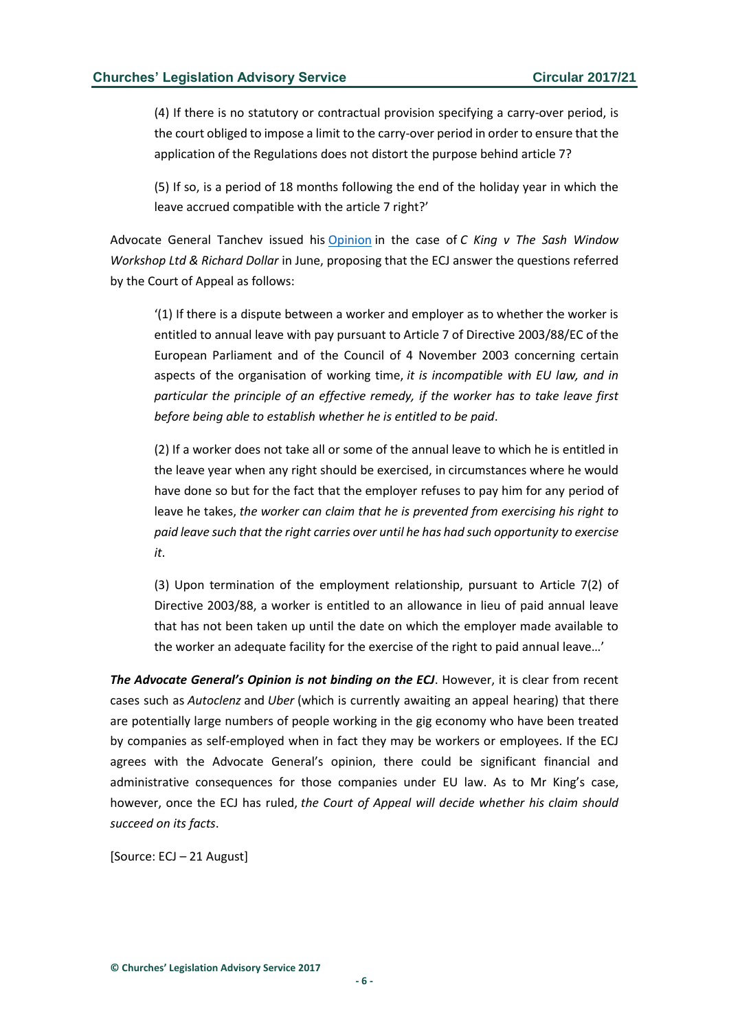(4) If there is no statutory or contractual provision specifying a carry-over period, is the court obliged to impose a limit to the carry-over period in order to ensure that the application of the Regulations does not distort the purpose behind article 7?

(5) If so, is a period of 18 months following the end of the holiday year in which the leave accrued compatible with the article 7 right?'

Advocate General Tanchev issued his Opinion in the case of *C King v The Sash Window Workshop Ltd & Richard Dollar* in June, proposing that the ECJ answer the questions referred by the Court of Appeal as follows:

'(1) If there is a dispute between a worker and employer as to whether the worker is entitled to annual leave with pay pursuant to Article 7 of Directive 2003/88/EC of the European Parliament and of the Council of 4 November 2003 concerning certain aspects of the organisation of working time, *it is incompatible with EU law, and in particular the principle of an effective remedy, if the worker has to take leave first before being able to establish whether he is entitled to be paid*.

(2) If a worker does not take all or some of the annual leave to which he is entitled in the leave year when any right should be exercised, in circumstances where he would have done so but for the fact that the employer refuses to pay him for any period of leave he takes, *the worker can claim that he is prevented from exercising his right to paid leave such that the right carries over until he has had such opportunity to exercise it*.

(3) Upon termination of the employment relationship, pursuant to Article 7(2) of Directive 2003/88, a worker is entitled to an allowance in lieu of paid annual leave that has not been taken up until the date on which the employer made available to the worker an adequate facility for the exercise of the right to paid annual leave…'

***The Advocate General's Opinion is not binding on the ECJ***. However, it is clear from recent cases such as *Autoclenz* and *Uber* (which is currently awaiting an appeal hearing) that there are potentially large numbers of people working in the gig economy who have been treated by companies as self-employed when in fact they may be workers or employees. If the ECJ agrees with the Advocate General's opinion, there could be significant financial and administrative consequences for those companies under EU law. As to Mr King's case, however, once the ECJ has ruled, *the Court of Appeal will decide whether his claim should succeed on its facts*.

[Source: ECJ – 21 August]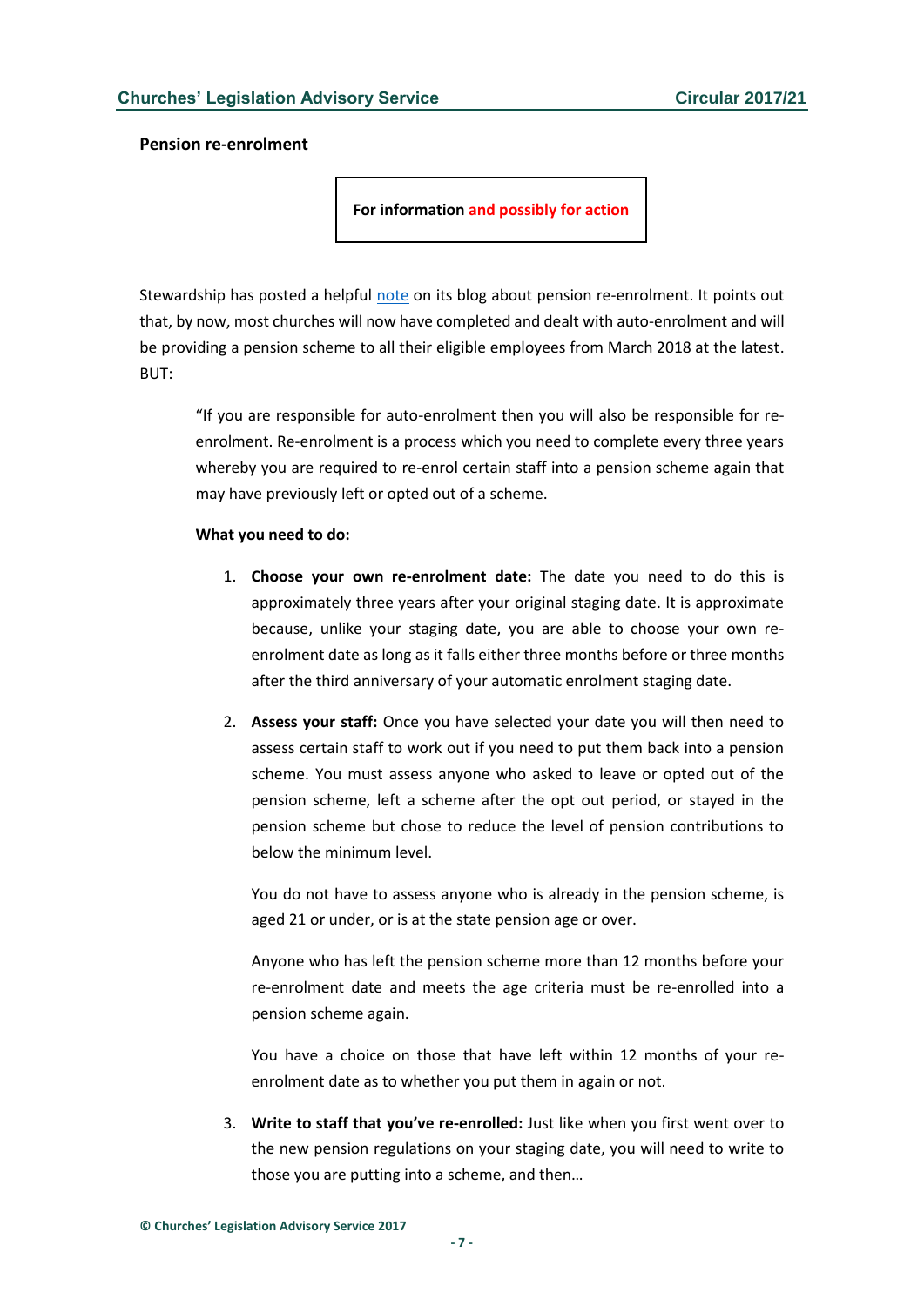### Pension re-enrolment

**For information and possibly for action**

Stewardship has posted a helpful note on its blog about pension re-enrolment. It points out that, by now, most churches will now have completed and dealt with auto-enrolment and will be providing a pension scheme to all their eligible employees from March 2018 at the latest. BUT:

> "If you are responsible for auto-enrolment then you will also be responsible for re-enrolment. Re-enrolment is a process which you need to complete every three years whereby you are required to re-enrol certain staff into a pension scheme again that may have previously left or opted out of a scheme.
>
> **What you need to do:**
>
> 1. **Choose your own re-enrolment date:** The date you need to do this is approximately three years after your original staging date. It is approximate because, unlike your staging date, you are able to choose your own re-enrolment date as long as it falls either three months before or three months after the third anniversary of your automatic enrolment staging date.
>
> 2. **Assess your staff:** Once you have selected your date you will then need to assess certain staff to work out if you need to put them back into a pension scheme. You must assess anyone who asked to leave or opted out of the pension scheme, left a scheme after the opt out period, or stayed in the pension scheme but chose to reduce the level of pension contributions to below the minimum level.
>
>    You do not have to assess anyone who is already in the pension scheme, is aged 21 or under, or is at the state pension age or over.
>
>    Anyone who has left the pension scheme more than 12 months before your re-enrolment date and meets the age criteria must be re-enrolled into a pension scheme again.
>
>    You have a choice on those that have left within 12 months of your re-enrolment date as to whether you put them in again or not.
>
> 3. **Write to staff that you've re-enrolled:** Just like when you first went over to the new pension regulations on your staging date, you will need to write to those you are putting into a scheme, and then…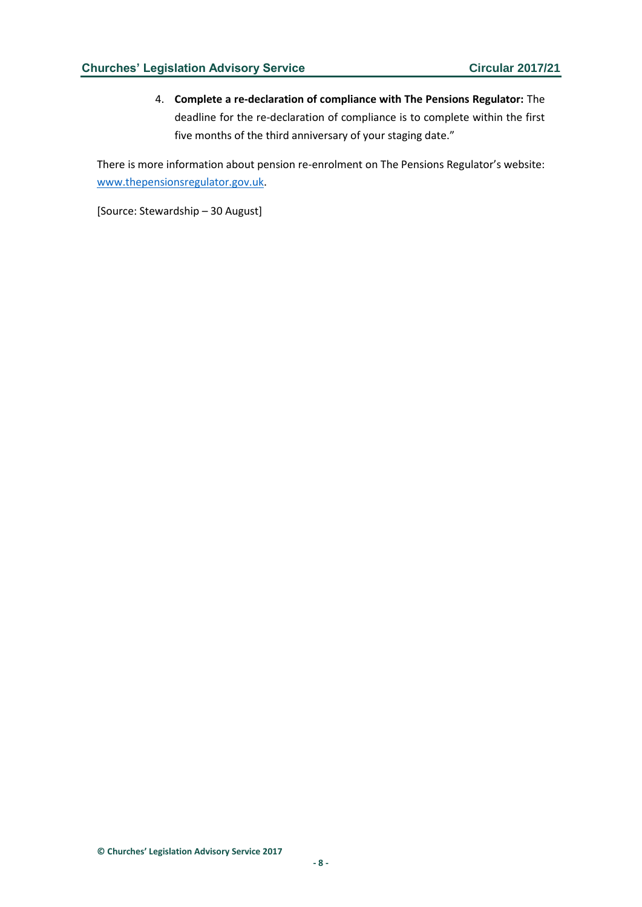4. **Complete a re-declaration of compliance with The Pensions Regulator:** The deadline for the re-declaration of compliance is to complete within the first five months of the third anniversary of your staging date."

There is more information about pension re-enrolment on The Pensions Regulator's website: www.thepensionsregulator.gov.uk.

[Source: Stewardship – 30 August]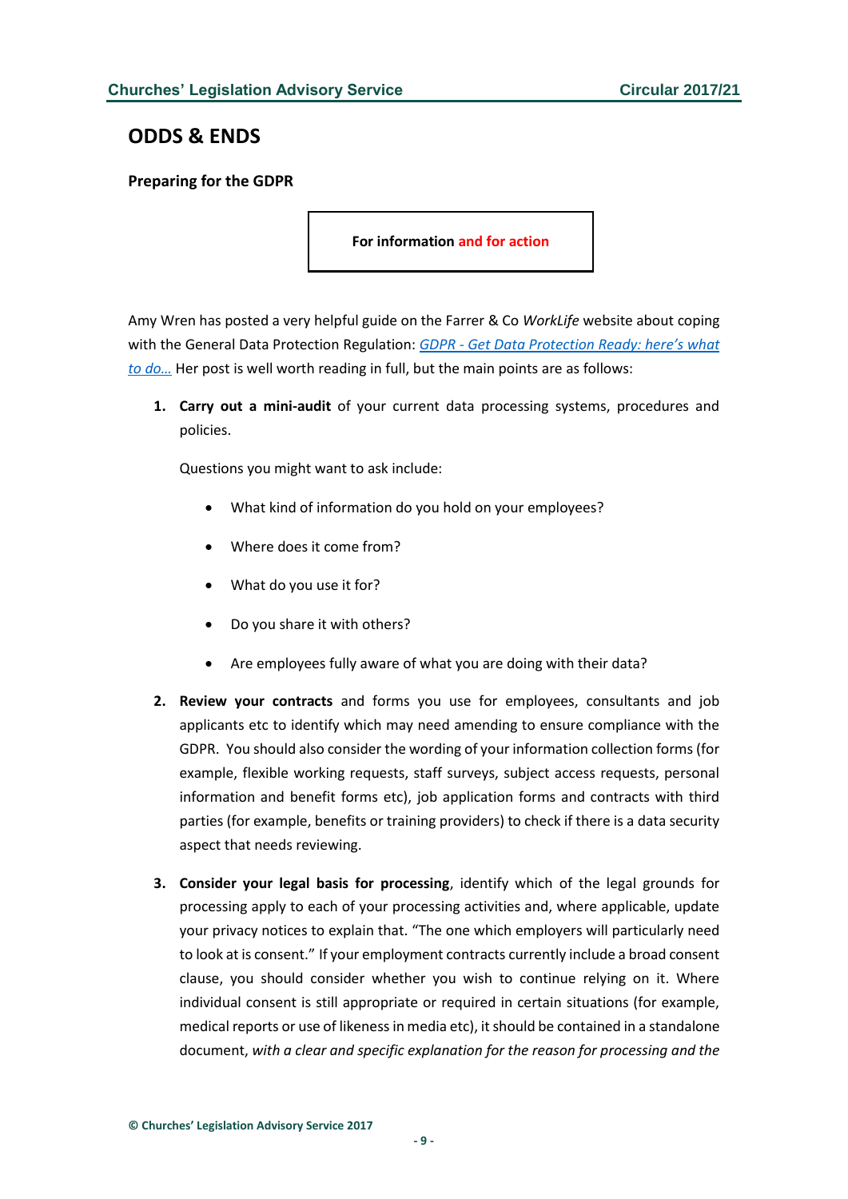## ODDS & ENDS

### Preparing for the GDPR

**For information and for action**

Amy Wren has posted a very helpful guide on the Farrer & Co *WorkLife* website about coping with the General Data Protection Regulation: [GDPR - Get Data Protection Ready: here's what to do…](#) Her post is well worth reading in full, but the main points are as follows:

1. **Carry out a mini-audit** of your current data processing systems, procedures and policies.

   Questions you might want to ask include:

   - What kind of information do you hold on your employees?
   - Where does it come from?
   - What do you use it for?
   - Do you share it with others?
   - Are employees fully aware of what you are doing with their data?

2. **Review your contracts** and forms you use for employees, consultants and job applicants etc to identify which may need amending to ensure compliance with the GDPR. You should also consider the wording of your information collection forms (for example, flexible working requests, staff surveys, subject access requests, personal information and benefit forms etc), job application forms and contracts with third parties (for example, benefits or training providers) to check if there is a data security aspect that needs reviewing.

3. **Consider your legal basis for processing**, identify which of the legal grounds for processing apply to each of your processing activities and, where applicable, update your privacy notices to explain that. "The one which employers will particularly need to look at is consent." If your employment contracts currently include a broad consent clause, you should consider whether you wish to continue relying on it. Where individual consent is still appropriate or required in certain situations (for example, medical reports or use of likeness in media etc), it should be contained in a standalone document, *with a clear and specific explanation for the reason for processing and the*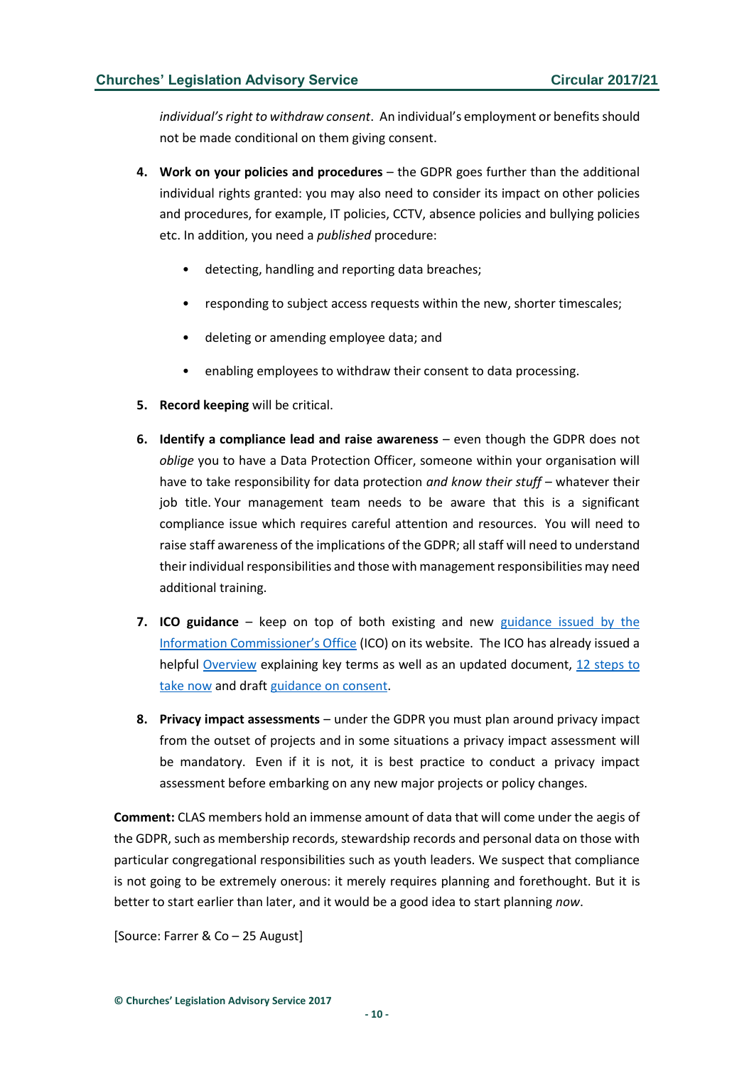*individual's right to withdraw consent*. An individual's employment or benefits should not be made conditional on them giving consent.

4. **Work on your policies and procedures** – the GDPR goes further than the additional individual rights granted: you may also need to consider its impact on other policies and procedures, for example, IT policies, CCTV, absence policies and bullying policies etc. In addition, you need a *published* procedure:

    - detecting, handling and reporting data breaches;
    - responding to subject access requests within the new, shorter timescales;
    - deleting or amending employee data; and
    - enabling employees to withdraw their consent to data processing.

5. **Record keeping** will be critical.

6. **Identify a compliance lead and raise awareness** – even though the GDPR does not *oblige* you to have a Data Protection Officer, someone within your organisation will have to take responsibility for data protection *and know their stuff* – whatever their job title. Your management team needs to be aware that this is a significant compliance issue which requires careful attention and resources. You will need to raise staff awareness of the implications of the GDPR; all staff will need to understand their individual responsibilities and those with management responsibilities may need additional training.

7. **ICO guidance** – keep on top of both existing and new guidance issued by the Information Commissioner's Office (ICO) on its website. The ICO has already issued a helpful Overview explaining key terms as well as an updated document, 12 steps to take now and draft guidance on consent.

8. **Privacy impact assessments** – under the GDPR you must plan around privacy impact from the outset of projects and in some situations a privacy impact assessment will be mandatory. Even if it is not, it is best practice to conduct a privacy impact assessment before embarking on any new major projects or policy changes.

**Comment:** CLAS members hold an immense amount of data that will come under the aegis of the GDPR, such as membership records, stewardship records and personal data on those with particular congregational responsibilities such as youth leaders. We suspect that compliance is not going to be extremely onerous: it merely requires planning and forethought. But it is better to start earlier than later, and it would be a good idea to start planning *now*.

[Source: Farrer & Co – 25 August]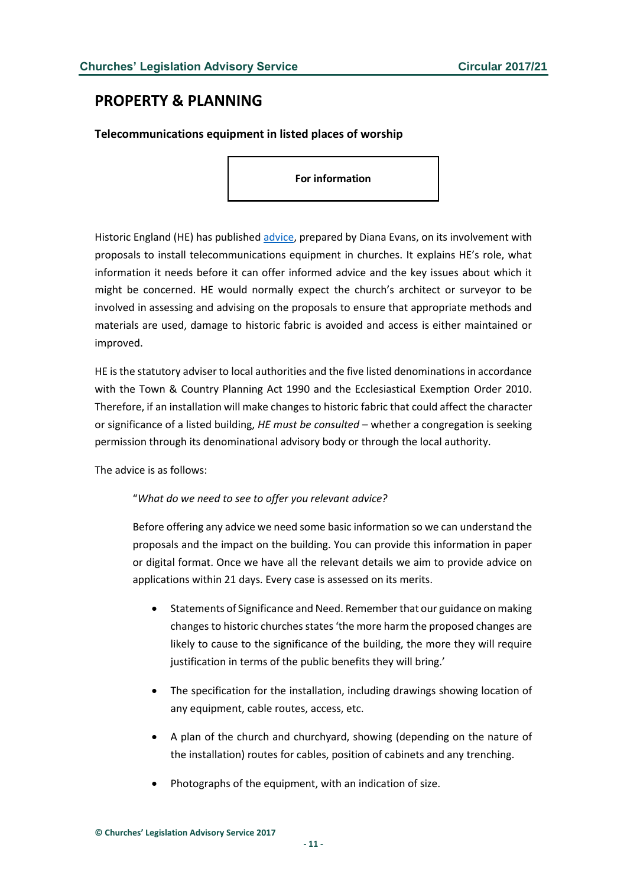## PROPERTY & PLANNING

### Telecommunications equipment in listed places of worship

**For information**

Historic England (HE) has published advice, prepared by Diana Evans, on its involvement with proposals to install telecommunications equipment in churches. It explains HE's role, what information it needs before it can offer informed advice and the key issues about which it might be concerned. HE would normally expect the church's architect or surveyor to be involved in assessing and advising on the proposals to ensure that appropriate methods and materials are used, damage to historic fabric is avoided and access is either maintained or improved.

HE is the statutory adviser to local authorities and the five listed denominations in accordance with the Town & Country Planning Act 1990 and the Ecclesiastical Exemption Order 2010. Therefore, if an installation will make changes to historic fabric that could affect the character or significance of a listed building, *HE must be consulted* – whether a congregation is seeking permission through its denominational advisory body or through the local authority.

The advice is as follows:

> "*What do we need to see to offer you relevant advice?*
>
> Before offering any advice we need some basic information so we can understand the proposals and the impact on the building. You can provide this information in paper or digital format. Once we have all the relevant details we aim to provide advice on applications within 21 days. Every case is assessed on its merits.
>
> - Statements of Significance and Need. Remember that our guidance on making changes to historic churches states 'the more harm the proposed changes are likely to cause to the significance of the building, the more they will require justification in terms of the public benefits they will bring.'
> - The specification for the installation, including drawings showing location of any equipment, cable routes, access, etc.
> - A plan of the church and churchyard, showing (depending on the nature of the installation) routes for cables, position of cabinets and any trenching.
> - Photographs of the equipment, with an indication of size.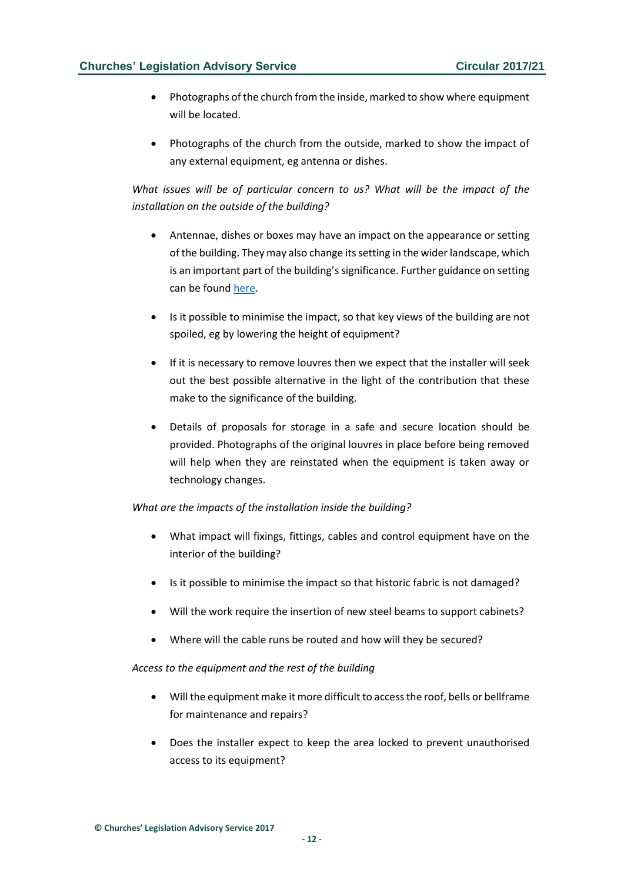- Photographs of the church from the inside, marked to show where equipment will be located.

- Photographs of the church from the outside, marked to show the impact of any external equipment, eg antenna or dishes.

*What issues will be of particular concern to us? What will be the impact of the installation on the outside of the building?*

- Antennae, dishes or boxes may have an impact on the appearance or setting of the building. They may also change its setting in the wider landscape, which is an important part of the building's significance. Further guidance on setting can be found here.

- Is it possible to minimise the impact, so that key views of the building are not spoiled, eg by lowering the height of equipment?

- If it is necessary to remove louvres then we expect that the installer will seek out the best possible alternative in the light of the contribution that these make to the significance of the building.

- Details of proposals for storage in a safe and secure location should be provided. Photographs of the original louvres in place before being removed will help when they are reinstated when the equipment is taken away or technology changes.

*What are the impacts of the installation inside the building?*

- What impact will fixings, fittings, cables and control equipment have on the interior of the building?

- Is it possible to minimise the impact so that historic fabric is not damaged?

- Will the work require the insertion of new steel beams to support cabinets?

- Where will the cable runs be routed and how will they be secured?

*Access to the equipment and the rest of the building*

- Will the equipment make it more difficult to access the roof, bells or bellframe for maintenance and repairs?

- Does the installer expect to keep the area locked to prevent unauthorised access to its equipment?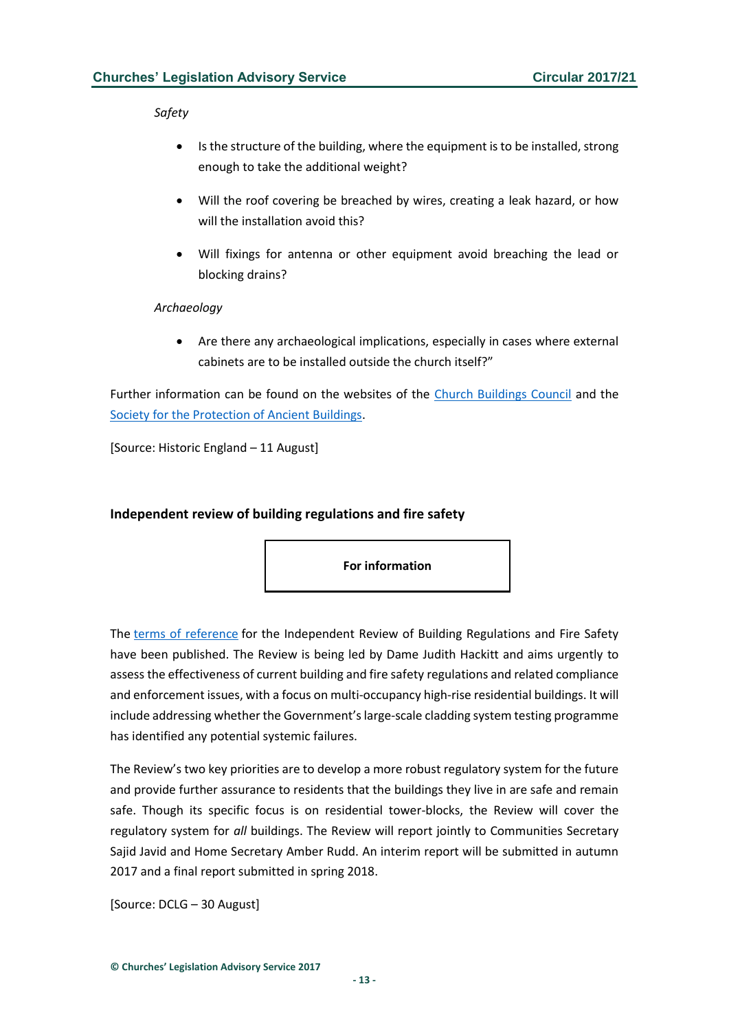*Safety*

- Is the structure of the building, where the equipment is to be installed, strong enough to take the additional weight?
- Will the roof covering be breached by wires, creating a leak hazard, or how will the installation avoid this?
- Will fixings for antenna or other equipment avoid breaching the lead or blocking drains?

*Archaeology*

- Are there any archaeological implications, especially in cases where external cabinets are to be installed outside the church itself?"

Further information can be found on the websites of the Church Buildings Council and the Society for the Protection of Ancient Buildings.

[Source: Historic England – 11 August]

### Independent review of building regulations and fire safety

**For information**

The terms of reference for the Independent Review of Building Regulations and Fire Safety have been published. The Review is being led by Dame Judith Hackitt and aims urgently to assess the effectiveness of current building and fire safety regulations and related compliance and enforcement issues, with a focus on multi-occupancy high-rise residential buildings. It will include addressing whether the Government's large-scale cladding system testing programme has identified any potential systemic failures.

The Review's two key priorities are to develop a more robust regulatory system for the future and provide further assurance to residents that the buildings they live in are safe and remain safe. Though its specific focus is on residential tower-blocks, the Review will cover the regulatory system for *all* buildings. The Review will report jointly to Communities Secretary Sajid Javid and Home Secretary Amber Rudd. An interim report will be submitted in autumn 2017 and a final report submitted in spring 2018.

[Source: DCLG – 30 August]